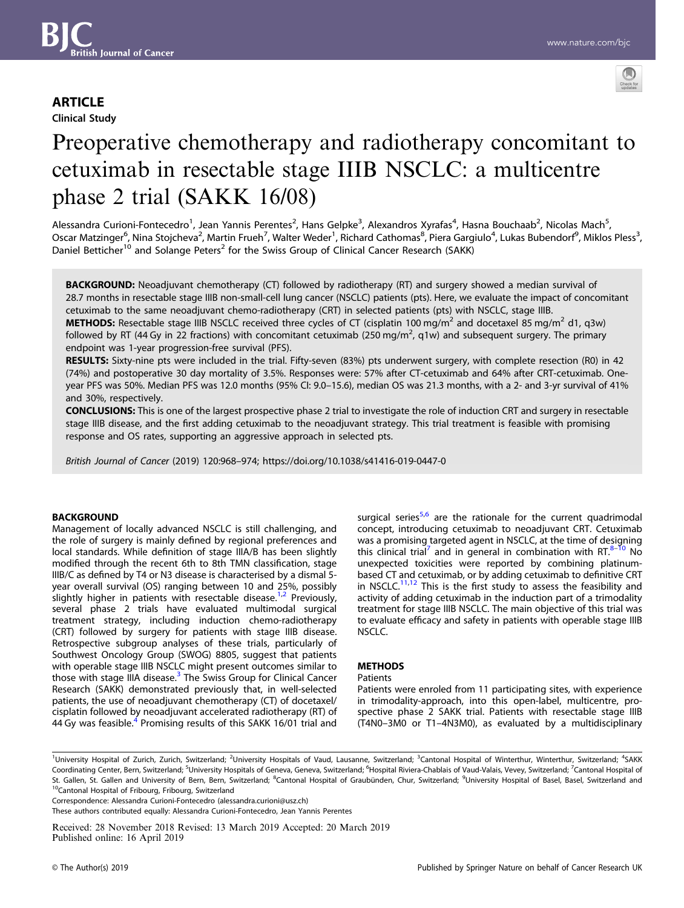## ARTICLE

Clinical Study

# Preoperative chemotherapy and radiotherapy concomitant to cetuximab in resectable stage IIIB NSCLC: a multicentre phase 2 trial (SAKK 16/08)

Alessandra Curioni-Fontecedro[1], Jean Yannis Perentes[2], Hans Gelpke[3], Alexandros Xyrafas[4], Hasna Bouchaab[2], Nicolas Mach[5], Oscar Matzinger[6], Nina Stojcheva[2], Martin Frueh[7], Walter Weder[1], Richard Cathomas[8], Piera Gargiulo[4], Lukas Bubendorf[9], Miklos Pless[3], Daniel Betticher[10] and Solange Peters[2] for the Swiss Group of Clinical Cancer Research (SAKK)

**BACKGROUND:** Neoadjuvant chemotherapy (CT) followed by radiotherapy (RT) and surgery showed a median survival of 28.7 months in resectable stage IIIB non-small-cell lung cancer (NSCLC) patients (pts). Here, we evaluate the impact of concomitant cetuximab to the same neoadjuvant chemo-radiotherapy (CRT) in selected patients (pts) with NSCLC, stage IIIB.

**METHODS:** Resectable stage IIIB NSCLC received three cycles of CT (cisplatin 100 mg/m$^2$ and docetaxel 85 mg/m$^2$ d1, q3w) followed by RT (44 Gy in 22 fractions) with concomitant cetuximab (250 mg/m$^2$, q1w) and subsequent surgery. The primary endpoint was 1-year progression-free survival (PFS).

**RESULTS:** Sixty-nine pts were included in the trial. Fifty-seven (83%) pts underwent surgery, with complete resection (R0) in 42 (74%) and postoperative 30 day mortality of 3.5%. Responses were: 57% after CT-cetuximab and 64% after CRT-cetuximab. One-year PFS was 50%. Median PFS was 12.0 months (95% CI: 9.0–15.6), median OS was 21.3 months, with a 2- and 3-yr survival of 41% and 30%, respectively.

**CONCLUSIONS:** This is one of the largest prospective phase 2 trial to investigate the role of induction CRT and surgery in resectable stage IIIB disease, and the first adding cetuximab to the neoadjuvant strategy. This trial treatment is feasible with promising response and OS rates, supporting an aggressive approach in selected pts.

*British Journal of Cancer* (2019) 120:968–974; https://doi.org/10.1038/s41416-019-0447-0

## BACKGROUND

Management of locally advanced NSCLC is still challenging, and the role of surgery is mainly defined by regional preferences and local standards. While definition of stage IIIA/B has been slightly modified through the recent 6th to 8th TMN classification, stage IIIB/C as defined by T4 or N3 disease is characterised by a dismal 5-year overall survival (OS) ranging between 10 and 25%, possibly slightly higher in patients with resectable disease.[1,2] Previously, several phase 2 trials have evaluated multimodal surgical treatment strategy, including induction chemo-radiotherapy (CRT) followed by surgery for patients with stage IIIB disease. Retrospective subgroup analyses of these trials, particularly of Southwest Oncology Group (SWOG) 8805, suggest that patients with operable stage IIIB NSCLC might present outcomes similar to those with stage IIIA disease.[3] The Swiss Group for Clinical Cancer Research (SAKK) demonstrated previously that, in well-selected patients, the use of neoadjuvant chemotherapy (CT) of docetaxel/cisplatin followed by neoadjuvant accelerated radiotherapy (RT) of 44 Gy was feasible.[4] Promising results of this SAKK 16/01 trial and surgical series[5,6] are the rationale for the current quadrimodal concept, introducing cetuximab to neoadjuvant CRT. Cetuximab was a promising targeted agent in NSCLC, at the time of designing this clinical trial[7] and in general in combination with RT.[8–10] No unexpected toxicities were reported by combining platinum-based CT and cetuximab, or by adding cetuximab to definitive CRT in NSCLC.[11,12] This is the first study to assess the feasibility and activity of adding cetuximab in the induction part of a trimodality treatment for stage IIIB NSCLC. The main objective of this trial was to evaluate efficacy and safety in patients with operable stage IIIB NSCLC.

## METHODS

### Patients

Patients were enroled from 11 participating sites, with experience in trimodality-approach, into this open-label, multicentre, prospective phase 2 SAKK trial. Patients with resectable stage IIIB (T4N0–3M0 or T1–4N3M0), as evaluated by a multidisciplinary

---

[1]University Hospital of Zurich, Zurich, Switzerland; [2]University Hospitals of Vaud, Lausanne, Switzerland; [3]Cantonal Hospital of Winterthur, Winterthur, Switzerland; [4]SAKK Coordinating Center, Bern, Switzerland; [5]University Hospitals of Geneva, Geneva, Switzerland; [6]Hospital Riviera-Chablais of Vaud-Valais, Vevey, Switzerland; [7]Cantonal Hospital of St. Gallen, St. Gallen and University of Bern, Bern, Switzerland; [8]Cantonal Hospital of Graubünden, Chur, Switzerland; [9]University Hospital of Basel, Basel, Switzerland and [10]Cantonal Hospital of Fribourg, Fribourg, Switzerland

Correspondence: Alessandra Curioni-Fontecedro (alessandra.curioni@usz.ch)

These authors contributed equally: Alessandra Curioni-Fontecedro, Jean Yannis Perentes

Received: 28 November 2018 Revised: 13 March 2019 Accepted: 20 March 2019
Published online: 16 April 2019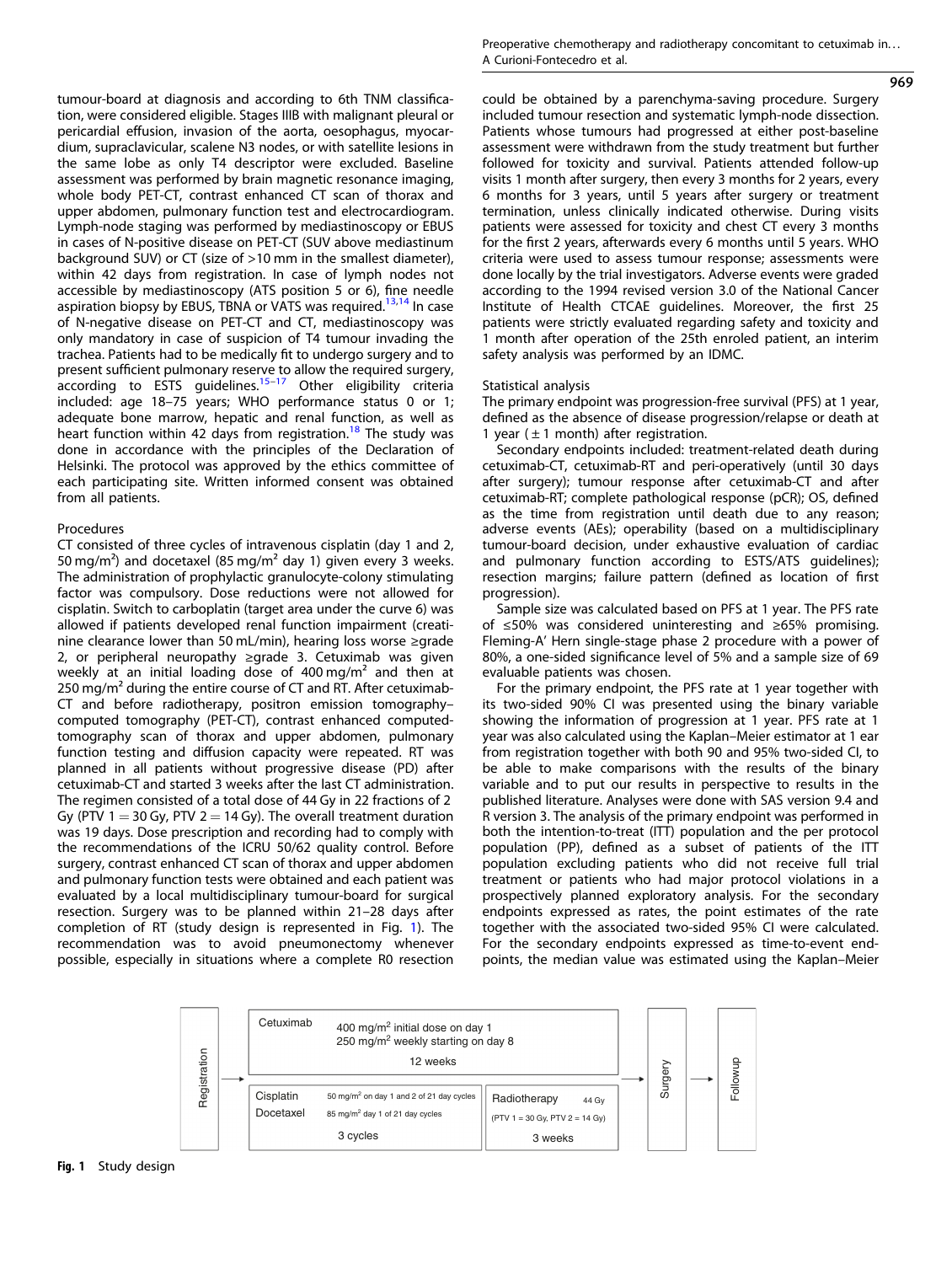tumour-board at diagnosis and according to 6th TNM classification, were considered eligible. Stages IIIB with malignant pleural or pericardial effusion, invasion of the aorta, oesophagus, myocardium, supraclavicular, scalene N3 nodes, or with satellite lesions in the same lobe as only T4 descriptor were excluded. Baseline assessment was performed by brain magnetic resonance imaging, whole body PET-CT, contrast enhanced CT scan of thorax and upper abdomen, pulmonary function test and electrocardiogram. Lymph-node staging was performed by mediastinoscopy or EBUS in cases of N-positive disease on PET-CT (SUV above mediastinum background SUV) or CT (size of >10 mm in the smallest diameter), within 42 days from registration. In case of lymph nodes not accessible by mediastinoscopy (ATS position 5 or 6), fine needle aspiration biopsy by EBUS, TBNA or VATS was required.[13,14] In case of N-negative disease on PET-CT and CT, mediastinoscopy was only mandatory in case of suspicion of T4 tumour invading the trachea. Patients had to be medically fit to undergo surgery and to present sufficient pulmonary reserve to allow the required surgery, according to ESTS guidelines.[15–17] Other eligibility criteria included: age 18–75 years; WHO performance status 0 or 1; adequate bone marrow, hepatic and renal function, as well as heart function within 42 days from registration.[18] The study was done in accordance with the principles of the Declaration of Helsinki. The protocol was approved by the ethics committee of each participating site. Written informed consent was obtained from all patients.

### Procedures

CT consisted of three cycles of intravenous cisplatin (day 1 and 2, 50 mg/m²) and docetaxel (85 mg/m² day 1) given every 3 weeks. The administration of prophylactic granulocyte-colony stimulating factor was compulsory. Dose reductions were not allowed for cisplatin. Switch to carboplatin (target area under the curve 6) was allowed if patients developed renal function impairment (creatinine clearance lower than 50 mL/min), hearing loss worse ≥grade 2, or peripheral neuropathy ≥grade 3. Cetuximab was given weekly at an initial loading dose of 400 mg/m² and then at 250 mg/m² during the entire course of CT and RT. After cetuximab-CT and before radiotherapy, positron emission tomography–computed tomography (PET-CT), contrast enhanced computed-tomography scan of thorax and upper abdomen, pulmonary function testing and diffusion capacity were repeated. RT was planned in all patients without progressive disease (PD) after cetuximab-CT and started 3 weeks after the last CT administration. The regimen consisted of a total dose of 44 Gy in 22 fractions of 2 Gy (PTV 1 = 30 Gy, PTV 2 = 14 Gy). The overall treatment duration was 19 days. Dose prescription and recording had to comply with the recommendations of the ICRU 50/62 quality control. Before surgery, contrast enhanced CT scan of thorax and upper abdomen and pulmonary function tests were obtained and each patient was evaluated by a local multidisciplinary tumour-board for surgical resection. Surgery was to be planned within 21–28 days after completion of RT (study design is represented in Fig. 1). The recommendation was to avoid pneumonectomy whenever possible, especially in situations where a complete R0 resection could be obtained by a parenchyma-saving procedure. Surgery included tumour resection and systematic lymph-node dissection. Patients whose tumours had progressed at either post-baseline assessment were withdrawn from the study treatment but further followed for toxicity and survival. Patients attended follow-up visits 1 month after surgery, then every 3 months for 2 years, every 6 months for 3 years, until 5 years after surgery or treatment termination, unless clinically indicated otherwise. During visits patients were assessed for toxicity and chest CT every 3 months for the first 2 years, afterwards every 6 months until 5 years. WHO criteria were used to assess tumour response; assessments were done locally by the trial investigators. Adverse events were graded according to the 1994 revised version 3.0 of the National Cancer Institute of Health CTCAE guidelines. Moreover, the first 25 patients were strictly evaluated regarding safety and toxicity and 1 month after operation of the 25th enroled patient, an interim safety analysis was performed by an IDMC.

### Statistical analysis

The primary endpoint was progression-free survival (PFS) at 1 year, defined as the absence of disease progression/relapse or death at 1 year (± 1 month) after registration.

Secondary endpoints included: treatment-related death during cetuximab-CT, cetuximab-RT and peri-operatively (until 30 days after surgery); tumour response after cetuximab-CT and after cetuximab-RT; complete pathological response (pCR); OS, defined as the time from registration until death due to any reason; adverse events (AEs); operability (based on a multidisciplinary tumour-board decision, under exhaustive evaluation of cardiac and pulmonary function according to ESTS/ATS guidelines); resection margins; failure pattern (defined as location of first progression).

Sample size was calculated based on PFS at 1 year. The PFS rate of ≤50% was considered uninteresting and ≥65% promising. Fleming-A' Hern single-stage phase 2 procedure with a power of 80%, a one-sided significance level of 5% and a sample size of 69 evaluable patients was chosen.

For the primary endpoint, the PFS rate at 1 year together with its two-sided 90% CI was presented using the binary variable showing the information of progression at 1 year. PFS rate at 1 year was also calculated using the Kaplan–Meier estimator at 1 year from registration together with both 90 and 95% two-sided CI, to be able to make comparisons with the results of the binary variable and to put our results in perspective to results in the published literature. Analyses were done with SAS version 9.4 and R version 3. The analysis of the primary endpoint was performed in both the intention-to-treat (ITT) population and the per protocol population (PP), defined as a subset of patients of the ITT population excluding patients who did not receive full trial treatment or patients who had major protocol violations in a prospectively planned exploratory analysis. For the secondary endpoints expressed as rates, the point estimates of the rate together with the associated two-sided 95% CI were calculated. For the secondary endpoints expressed as time-to-event endpoints, the median value was estimated using the Kaplan–Meier

| Registration | Cetuximab: 400 mg/m² initial dose on day 1; 250 mg/m² weekly starting on day 8; 12 weeks | | Surgery | Followup |
|---|---|---|---|---|
| | Cisplatin 50 mg/m² on day 1 and 2 of 21 day cycles; Docetaxel 85 mg/m² day 1 of 21 day cycles; 3 cycles | Radiotherapy 44 Gy (PTV 1 = 30 Gy, PTV 2 = 14 Gy); 3 weeks | | |

**Fig. 1** Study design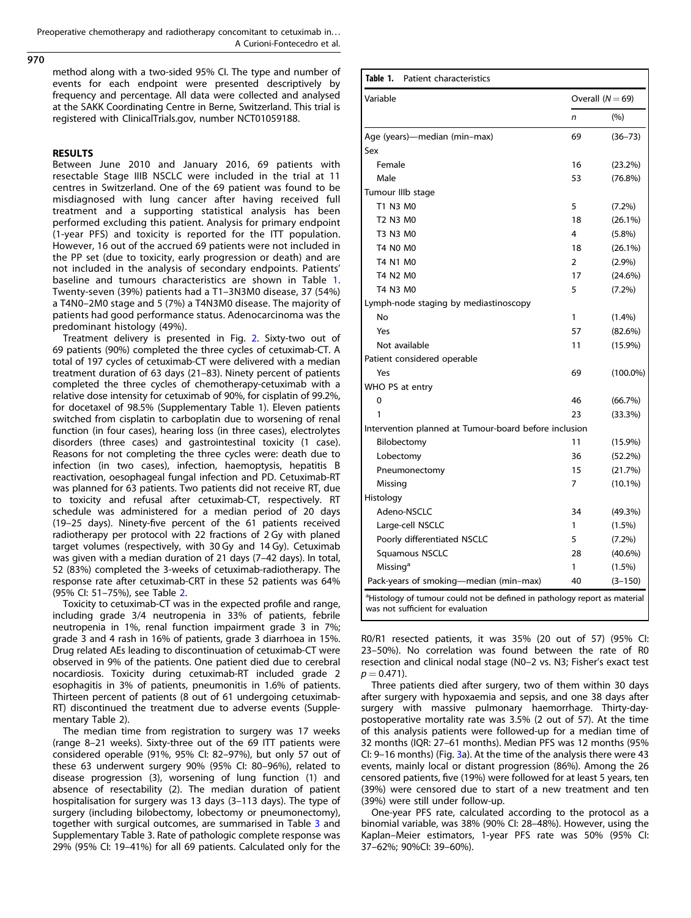method along with a two-sided 95% CI. The type and number of events for each endpoint were presented descriptively by frequency and percentage. All data were collected and analysed at the SAKK Coordinating Centre in Berne, Switzerland. This trial is registered with ClinicalTrials.gov, number NCT01059188.

## RESULTS

Between June 2010 and January 2016, 69 patients with resectable Stage IIIB NSCLC were included in the trial at 11 centres in Switzerland. One of the 69 patient was found to be misdiagnosed with lung cancer after having received full treatment and a supporting statistical analysis has been performed excluding this patient. Analysis for primary endpoint (1-year PFS) and toxicity is reported for the ITT population. However, 16 out of the accrued 69 patients were not included in the PP set (due to toxicity, early progression or death) and are not included in the analysis of secondary endpoints. Patients' baseline and tumours characteristics are shown in Table 1. Twenty-seven (39%) patients had a T1–3N3M0 disease, 37 (54%) a T4N0–2M0 stage and 5 (7%) a T4N3M0 disease. The majority of patients had good performance status. Adenocarcinoma was the predominant histology (49%).

Treatment delivery is presented in Fig. 2. Sixty-two out of 69 patients (90%) completed the three cycles of cetuximab-CT. A total of 197 cycles of cetuximab-CT were delivered with a median treatment duration of 63 days (21–83). Ninety percent of patients completed the three cycles of chemotherapy-cetuximab with a relative dose intensity for cetuximab of 90%, for cisplatin of 99.2%, for docetaxel of 98.5% (Supplementary Table 1). Eleven patients switched from cisplatin to carboplatin due to worsening of renal function (in four cases), hearing loss (in three cases), electrolytes disorders (three cases) and gastrointestinal toxicity (1 case). Reasons for not completing the three cycles were: death due to infection (in two cases), infection, haemoptysis, hepatitis B reactivation, oesophageal fungal infection and PD. Cetuximab-RT was planned for 63 patients. Two patients did not receive RT, due to toxicity and refusal after cetuximab-CT, respectively. RT schedule was administered for a median period of 20 days (19–25 days). Ninety-five percent of the 61 patients received radiotherapy per protocol with 22 fractions of 2 Gy with planed target volumes (respectively, with 30 Gy and 14 Gy). Cetuximab was given with a median duration of 21 days (7–42 days). In total, 52 (83%) completed the 3-weeks of cetuximab-radiotherapy. The response rate after cetuximab-CRT in these 52 patients was 64% (95% CI: 51–75%), see Table 2.

Toxicity to cetuximab-CT was in the expected profile and range, including grade 3/4 neutropenia in 33% of patients, febrile neutropenia in 1%, renal function impairment grade 3 in 7%; grade 3 and 4 rash in 16% of patients, grade 3 diarrhoea in 15%. Drug related AEs leading to discontinuation of cetuximab-CT were observed in 9% of the patients. One patient died due to cerebral nocardiosis. Toxicity during cetuximab-RT included grade 2 esophagitis in 3% of patients, pneumonitis in 1.6% of patients. Thirteen percent of patients (8 out of 61 undergoing cetuximab-RT) discontinued the treatment due to adverse events (Supplementary Table 2).

The median time from registration to surgery was 17 weeks (range 8–21 weeks). Sixty-three out of the 69 ITT patients were considered operable (91%, 95% CI: 82–97%), but only 57 out of these 63 underwent surgery 90% (95% CI: 80–96%), related to disease progression (3), worsening of lung function (1) and absence of resectability (2). The median duration of patient hospitalisation for surgery was 13 days (3–113 days). The type of surgery (including bilobectomy, lobectomy or pneumonectomy), together with surgical outcomes, are summarised in Table 3 and Supplementary Table 3. Rate of pathologic complete response was 29% (95% CI: 19–41%) for all 69 patients. Calculated only for the R0/R1 resected patients, it was 35% (20 out of 57) (95% CI: 23–50%). No correlation was found between the rate of R0 resection and clinical nodal stage (N0–2 vs. N3; Fisher's exact test $p = 0.471$).

**Table 1.** Patient characteristics

| Variable | Overall ($N = 69$) | |
|---|---|---|
| | n | (%) |
| Age (years)—median (min–max) | 69 | (36–73) |
| Sex | | |
| Female | 16 | (23.2%) |
| Male | 53 | (76.8%) |
| Tumour IIIb stage | | |
| T1 N3 M0 | 5 | (7.2%) |
| T2 N3 M0 | 18 | (26.1%) |
| T3 N3 M0 | 4 | (5.8%) |
| T4 N0 M0 | 18 | (26.1%) |
| T4 N1 M0 | 2 | (2.9%) |
| T4 N2 M0 | 17 | (24.6%) |
| T4 N3 M0 | 5 | (7.2%) |
| Lymph-node staging by mediastinoscopy | | |
| No | 1 | (1.4%) |
| Yes | 57 | (82.6%) |
| Not available | 11 | (15.9%) |
| Patient considered operable | | |
| Yes | 69 | (100.0%) |
| WHO PS at entry | | |
| 0 | 46 | (66.7%) |
| 1 | 23 | (33.3%) |
| Intervention planned at Tumour-board before inclusion | | |
| Bilobectomy | 11 | (15.9%) |
| Lobectomy | 36 | (52.2%) |
| Pneumonectomy | 15 | (21.7%) |
| Missing | 7 | (10.1%) |
| Histology | | |
| Adeno-NSCLC | 34 | (49.3%) |
| Large-cell NSCLC | 1 | (1.5%) |
| Poorly differentiated NSCLC | 5 | (7.2%) |
| Squamous NSCLC | 28 | (40.6%) |
| Missing[a] | 1 | (1.5%) |
| Pack-years of smoking—median (min–max) | 40 | (3–150) |

[a]Histology of tumour could not be defined in pathology report as material was not sufficient for evaluation

Three patients died after surgery, two of them within 30 days after surgery with hypoxaemia and sepsis, and one 38 days after surgery with massive pulmonary haemorrhage. Thirty-day-postoperative mortality rate was 3.5% (2 out of 57). At the time of this analysis patients were followed-up for a median time of 32 months (IQR: 27–61 months). Median PFS was 12 months (95% CI: 9–16 months) (Fig. 3a). At the time of the analysis there were 43 events, mainly local or distant progression (86%). Among the 26 censored patients, five (19%) were followed for at least 5 years, ten (39%) were censored due to start of a new treatment and ten (39%) were still under follow-up.

One-year PFS rate, calculated according to the protocol as a binomial variable, was 38% (90% CI: 28–48%). However, using the Kaplan–Meier estimators, 1-year PFS rate was 50% (95% CI: 37–62%; 90%CI: 39–60%).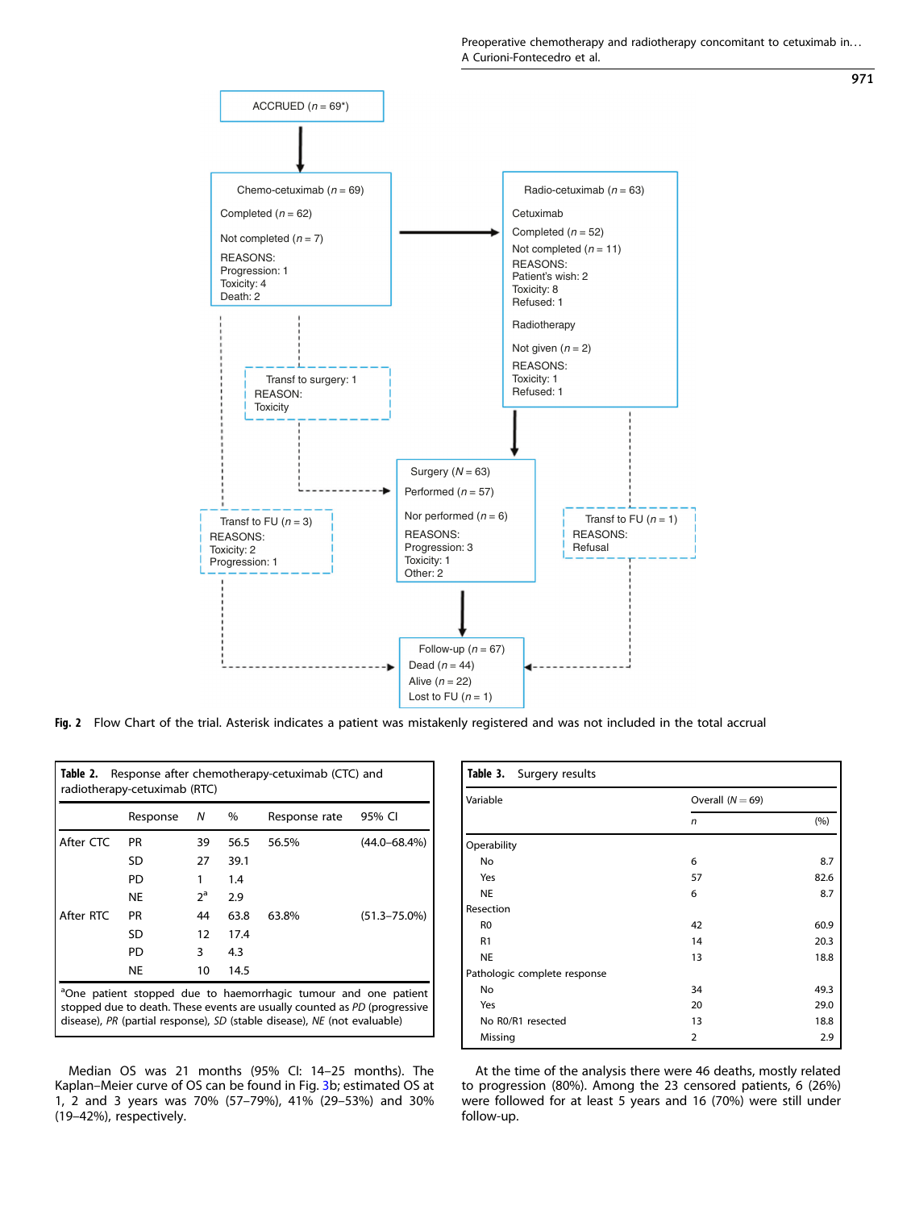ACCRUED (n = 69*)

Chemo-cetuximab (n = 69)
Completed (n = 62)
Not completed (n = 7)
REASONS:
Progression: 1
Toxicity: 4
Death: 2

Radio-cetuximab (n = 63)
Cetuximab
Completed (n = 52)
Not completed (n = 11)
REASONS:
Patient's wish: 2
Toxicity: 8
Refused: 1
Radiotherapy
Not given (n = 2)
REASONS:
Toxicity: 1
Refused: 1

Transf to surgery: 1
REASON:
Toxicity

Surgery (N = 63)
Performed (n = 57)
Nor performed (n = 6)
REASONS:
Progression: 3
Toxicity: 1
Other: 2

Transf to FU (n = 3)
REASONS:
Toxicity: 2
Progression: 1

Transf to FU (n = 1)
REASONS:
Refusal

Follow-up (n = 67)
Dead (n = 44)
Alive (n = 22)
Lost to FU (n = 1)

**Fig. 2** Flow Chart of the trial. Asterisk indicates a patient was mistakenly registered and was not included in the total accrual

**Table 2.** Response after chemotherapy-cetuximab (CTC) and radiotherapy-cetuximab (RTC)

| | Response | N | % | Response rate | 95% CI |
|---|---|---|---|---|---|
| After CTC | PR | 39 | 56.5 | 56.5% | (44.0–68.4%) |
| | SD | 27 | 39.1 | | |
| | PD | 1 | 1.4 | | |
| | NE | 2[a] | 2.9 | | |
| After RTC | PR | 44 | 63.8 | 63.8% | (51.3–75.0%) |
| | SD | 12 | 17.4 | | |
| | PD | 3 | 4.3 | | |
| | NE | 10 | 14.5 | | |

[a]One patient stopped due to haemorrhagic tumour and one patient stopped due to death. These events are usually counted as *PD* (progressive disease), *PR* (partial response), *SD* (stable disease), *NE* (not evaluable)

**Table 3.** Surgery results

| Variable | Overall (N = 69) | |
|---|---|---|
| | n | (%) |
| Operability | | |
| No | 6 | 8.7 |
| Yes | 57 | 82.6 |
| NE | 6 | 8.7 |
| Resection | | |
| R0 | 42 | 60.9 |
| R1 | 14 | 20.3 |
| NE | 13 | 18.8 |
| Pathologic complete response | | |
| No | 34 | 49.3 |
| Yes | 20 | 29.0 |
| No R0/R1 resected | 13 | 18.8 |
| Missing | 2 | 2.9 |

Median OS was 21 months (95% CI: 14–25 months). The Kaplan–Meier curve of OS can be found in Fig. 3b; estimated OS at 1, 2 and 3 years was 70% (57–79%), 41% (29–53%) and 30% (19–42%), respectively.

At the time of the analysis there were 46 deaths, mostly related to progression (80%). Among the 23 censored patients, 6 (26%) were followed for at least 5 years and 16 (70%) were still under follow-up.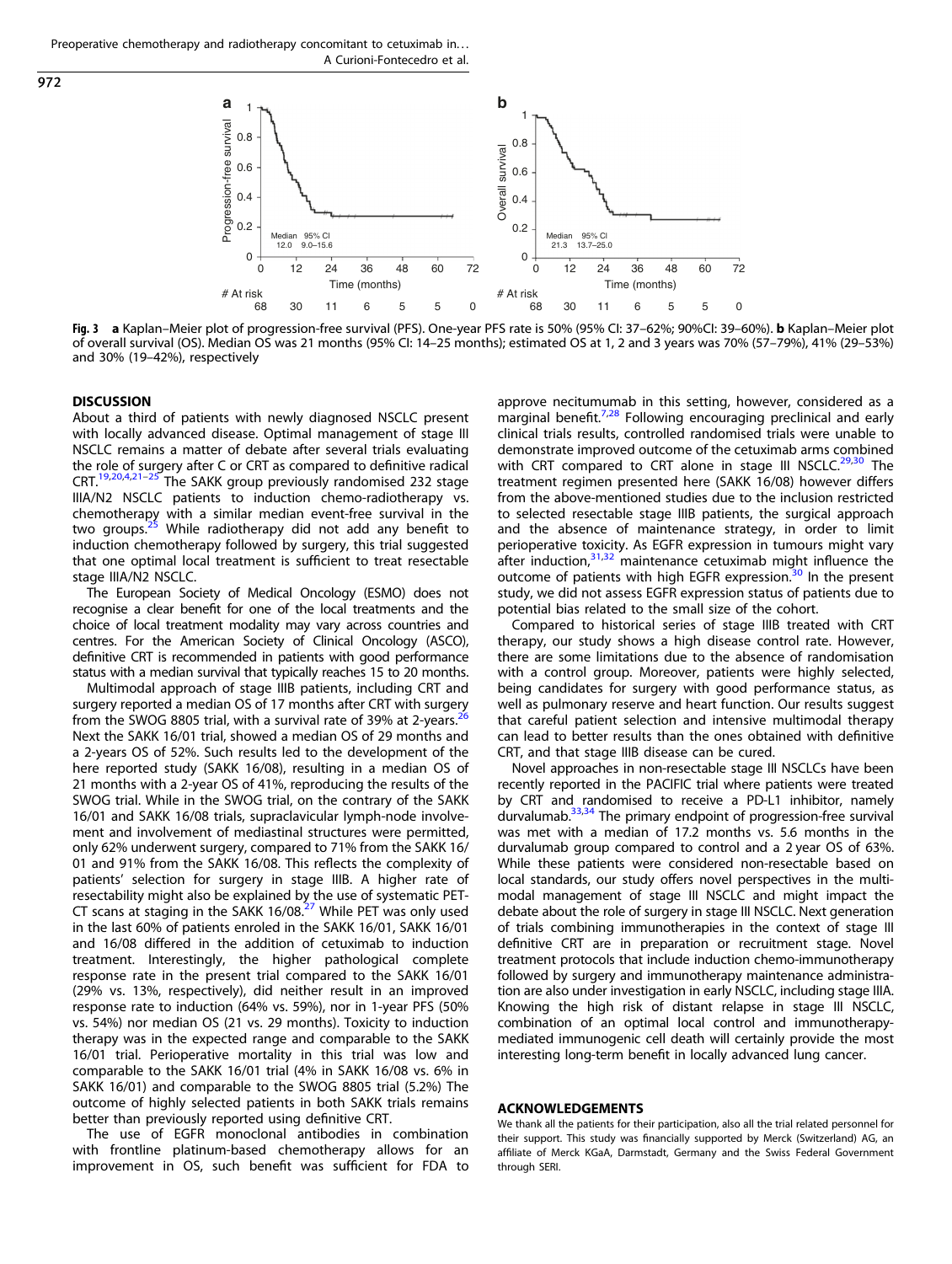Fig. 3 **a** Kaplan–Meier plot of progression-free survival (PFS). One-year PFS rate is 50% (95% CI: 37–62%; 90%CI: 39–60%). **b** Kaplan–Meier plot of overall survival (OS). Median OS was 21 months (95% CI: 14–25 months); estimated OS at 1, 2 and 3 years was 70% (57–79%), 41% (29–53%) and 30% (19–42%), respectively

## DISCUSSION

About a third of patients with newly diagnosed NSCLC present with locally advanced disease. Optimal management of stage III NSCLC remains a matter of debate after several trials evaluating the role of surgery after C or CRT as compared to definitive radical CRT.[19,20,4,21–25] The SAKK group previously randomised 232 stage IIIA/N2 NSCLC patients to induction chemo-radiotherapy vs. chemotherapy with a similar median event-free survival in the two groups.[25] While radiotherapy did not add any benefit to induction chemotherapy followed by surgery, this trial suggested that one optimal local treatment is sufficient to treat resectable stage IIIA/N2 NSCLC.

The European Society of Medical Oncology (ESMO) does not recognise a clear benefit for one of the local treatments and the choice of local treatment modality may vary across countries and centres. For the American Society of Clinical Oncology (ASCO), definitive CRT is recommended in patients with good performance status with a median survival that typically reaches 15 to 20 months.

Multimodal approach of stage IIIB patients, including CRT and surgery reported a median OS of 17 months after CRT with surgery from the SWOG 8805 trial, with a survival rate of 39% at 2-years.[26] Next the SAKK 16/01 trial, showed a median OS of 29 months and a 2-years OS of 52%. Such results led to the development of the here reported study (SAKK 16/08), resulting in a median OS of 21 months with a 2-year OS of 41%, reproducing the results of the SWOG trial. While in the SWOG trial, on the contrary of the SAKK 16/01 and SAKK 16/08 trials, supraclavicular lymph-node involvement and involvement of mediastinal structures were permitted, only 62% underwent surgery, compared to 71% from the SAKK 16/01 and 91% from the SAKK 16/08. This reflects the complexity of patients' selection for surgery in stage IIIB. A higher rate of resectability might also be explained by the use of systematic PET-CT scans at staging in the SAKK 16/08.[27] While PET was only used in the last 60% of patients enroled in the SAKK 16/01, SAKK 16/01 and 16/08 differed in the addition of cetuximab to induction treatment. Interestingly, the higher pathological complete response rate in the present trial compared to the SAKK 16/01 (29% vs. 13%, respectively), did neither result in an improved response rate to induction (64% vs. 59%), nor in 1-year PFS (50% vs. 54%) nor median OS (21 vs. 29 months). Toxicity to induction therapy was in the expected range and comparable to the SAKK 16/01 trial. Perioperative mortality in this trial was low and comparable to the SAKK 16/01 trial (4% in SAKK 16/08 vs. 6% in SAKK 16/01) and comparable to the SWOG 8805 trial (5.2%) The outcome of highly selected patients in both SAKK trials remains better than previously reported using definitive CRT.

The use of EGFR monoclonal antibodies in combination with frontline platinum-based chemotherapy allows for an improvement in OS, such benefit was sufficient for FDA to approve necitumumab in this setting, however, considered as a marginal benefit.[7,28] Following encouraging preclinical and early clinical trials results, controlled randomised trials were unable to demonstrate improved outcome of the cetuximab arms combined with CRT compared to CRT alone in stage III NSCLC.[29,30] The treatment regimen presented here (SAKK 16/08) however differs from the above-mentioned studies due to the inclusion restricted to selected resectable stage IIIB patients, the surgical approach and the absence of maintenance strategy, in order to limit perioperative toxicity. As EGFR expression in tumours might vary after induction,[31,32] maintenance cetuximab might influence the outcome of patients with high EGFR expression.[30] In the present study, we did not assess EGFR expression status of patients due to potential bias related to the small size of the cohort.

Compared to historical series of stage IIIB treated with CRT therapy, our study shows a high disease control rate. However, there are some limitations due to the absence of randomisation with a control group. Moreover, patients were highly selected, being candidates for surgery with good performance status, as well as pulmonary reserve and heart function. Our results suggest that careful patient selection and intensive multimodal therapy can lead to better results than the ones obtained with definitive CRT, and that stage IIIB disease can be cured.

Novel approaches in non-resectable stage III NSCLCs have been recently reported in the PACIFIC trial where patients were treated by CRT and randomised to receive a PD-L1 inhibitor, namely durvalumab.[33,34] The primary endpoint of progression-free survival was met with a median of 17.2 months vs. 5.6 months in the durvalumab group compared to control and a 2 year OS of 63%. While these patients were considered non-resectable based on local standards, our study offers novel perspectives in the multimodal management of stage III NSCLC and might impact the debate about the role of surgery in stage III NSCLC. Next generation of trials combining immunotherapies in the context of stage III definitive CRT are in preparation or recruitment stage. Novel treatment protocols that include induction chemo-immunotherapy followed by surgery and immunotherapy maintenance administration are also under investigation in early NSCLC, including stage IIIA. Knowing the high risk of distant relapse in stage III NSCLC, combination of an optimal local control and immunotherapy-mediated immunogenic cell death will certainly provide the most interesting long-term benefit in locally advanced lung cancer.

## ACKNOWLEDGEMENTS

We thank all the patients for their participation, also all the trial related personnel for their support. This study was financially supported by Merck (Switzerland) AG, an affiliate of Merck KGaA, Darmstadt, Germany and the Swiss Federal Government through SERI.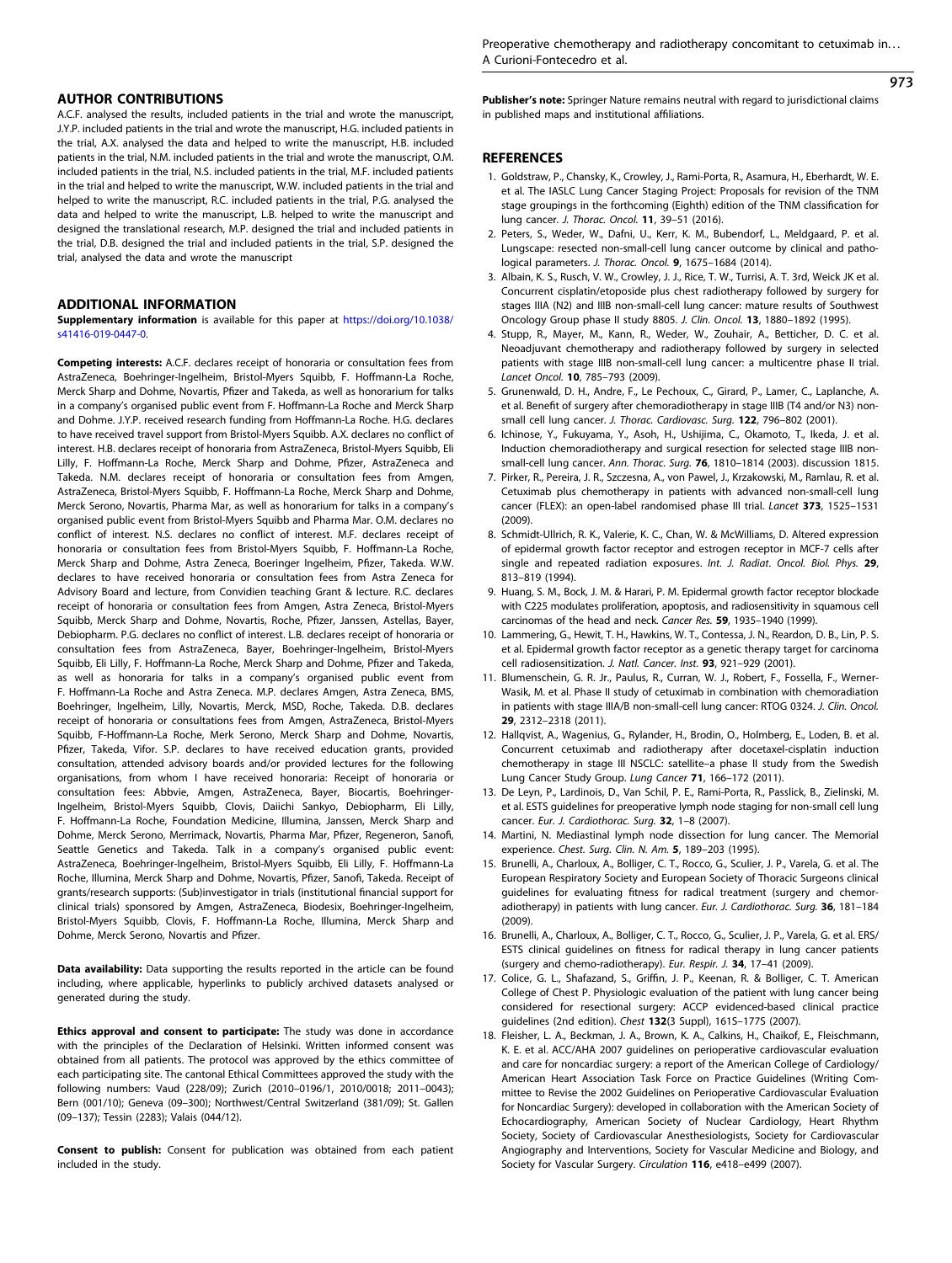## AUTHOR CONTRIBUTIONS

A.C.F. analysed the results, included patients in the trial and wrote the manuscript, J.Y.P. included patients in the trial and wrote the manuscript, H.G. included patients in the trial, A.X. analysed the data and helped to write the manuscript, H.B. included patients in the trial, N.M. included patients in the trial and wrote the manuscript, O.M. included patients in the trial, N.S. included patients in the trial, M.F. included patients in the trial and helped to write the manuscript, W.W. included patients in the trial and helped to write the manuscript, R.C. included patients in the trial, P.G. analysed the data and helped to write the manuscript, L.B. helped to write the manuscript and designed the translational research, M.P. designed the trial and included patients in the trial, D.B. designed the trial and included patients in the trial, S.P. designed the trial, analysed the data and wrote the manuscript

## ADDITIONAL INFORMATION

**Supplementary information** is available for this paper at https://doi.org/10.1038/s41416-019-0447-0.

**Competing interests:** A.C.F. declares receipt of honoraria or consultation fees from AstraZeneca, Boehringer-Ingelheim, Bristol-Myers Squibb, F. Hoffmann-La Roche, Merck Sharp and Dohme, Novartis, Pfizer and Takeda, as well as honorarium for talks in a company's organised public event from F. Hoffmann-La Roche and Merck Sharp and Dohme. J.Y.P. received research funding from Hoffmann-La Roche. H.G. declares to have received travel support from Bristol-Myers Squibb. A.X. declares no conflict of interest. H.B. declares receipt of honoraria from AstraZeneca, Bristol-Myers Squibb, Eli Lilly, F. Hoffmann-La Roche, Merck Sharp and Dohme, Pfizer, AstraZeneca and Takeda. N.M. declares receipt of honoraria or consultation fees from Amgen, AstraZeneca, Bristol-Myers Squibb, F. Hoffmann-La Roche, Merck Sharp and Dohme, Merck Serono, Novartis, Pharma Mar, as well as honorarium for talks in a company's organised public event from Bristol-Myers Squibb and Pharma Mar. O.M. declares no conflict of interest. N.S. declares no conflict of interest. M.F. declares receipt of honoraria or consultation fees from Bristol-Myers Squibb, F. Hoffmann-La Roche, Merck Sharp and Dohme, Astra Zeneca, Boeringer Ingelheim, Pfizer, Takeda. W.W. declares to have received honoraria or consultation fees from Astra Zeneca for Advisory Board and lecture, from Convidien teaching Grant & lecture. R.C. declares receipt of honoraria or consultation fees from Amgen, Astra Zeneca, Bristol-Myers Squibb, Merck Sharp and Dohme, Novartis, Roche, Pfizer, Janssen, Astellas, Bayer, Debiopharm. P.G. declares no conflict of interest. L.B. declares receipt of honoraria or consultation fees from AstraZeneca, Bayer, Boehringer-Ingelheim, Bristol-Myers Squibb, Eli Lilly, F. Hoffmann-La Roche, Merck Sharp and Dohme, Pfizer and Takeda, as well as honoraria for talks in a company's organised public event from F. Hoffmann-La Roche and Astra Zeneca. M.P. declares Amgen, Astra Zeneca, BMS, Boehringer, Ingelheim, Lilly, Novartis, Merck, MSD, Roche, Takeda. D.B. declares receipt of honoraria or consultations fees from Amgen, AstraZeneca, Bristol-Myers Squibb, F-Hoffmann-La Roche, Merk Serono, Merck Sharp and Dohme, Novartis, Pfizer, Takeda, Vifor. S.P. declares to have received education grants, provided consultation, attended advisory boards and/or provided lectures for the following organisations, from whom I have received honoraria: Receipt of honoraria or consultation fees: Abbvie, Amgen, AstraZeneca, Bayer, Biocartis, Boehringer-Ingelheim, Bristol-Myers Squibb, Clovis, Daiichi Sankyo, Debiopharm, Eli Lilly, F. Hoffmann-La Roche, Foundation Medicine, Illumina, Janssen, Merck Sharp and Dohme, Merck Serono, Merrimack, Novartis, Pharma Mar, Pfizer, Regeneron, Sanofi, Seattle Genetics and Takeda. Talk in a company's organised public event: AstraZeneca, Boehringer-Ingelheim, Bristol-Myers Squibb, Eli Lilly, F. Hoffmann-La Roche, Illumina, Merck Sharp and Dohme, Novartis, Pfizer, Sanofi, Takeda. Receipt of grants/research supports: (Sub)investigator in trials (institutional financial support for clinical trials) sponsored by Amgen, AstraZeneca, Biodesix, Boehringer-Ingelheim, Bristol-Myers Squibb, Clovis, F. Hoffmann-La Roche, Illumina, Merck Sharp and Dohme, Merck Serono, Novartis and Pfizer.

**Data availability:** Data supporting the results reported in the article can be found including, where applicable, hyperlinks to publicly archived datasets analysed or generated during the study.

**Ethics approval and consent to participate:** The study was done in accordance with the principles of the Declaration of Helsinki. Written informed consent was obtained from all patients. The protocol was approved by the ethics committee of each participating site. The cantonal Ethical Committees approved the study with the following numbers: Vaud (228/09); Zurich (2010–0196/1, 2010/0018; 2011–0043); Bern (001/10); Geneva (09–300); Northwest/Central Switzerland (381/09); St. Gallen (09–137); Tessin (2283); Valais (044/12).

**Consent to publish:** Consent for publication was obtained from each patient included in the study.

**Publisher's note:** Springer Nature remains neutral with regard to jurisdictional claims in published maps and institutional affiliations.

## REFERENCES

1. Goldstraw, P., Chansky, K., Crowley, J., Rami-Porta, R., Asamura, H., Eberhardt, W. E. et al. The IASLC Lung Cancer Staging Project: Proposals for revision of the TNM stage groupings in the forthcoming (Eighth) edition of the TNM classification for lung cancer. *J. Thorac. Oncol.* **11**, 39–51 (2016).
2. Peters, S., Weder, W., Dafni, U., Kerr, K. M., Bubendorf, L., Meldgaard, P. et al. Lungscape: resected non-small-cell lung cancer outcome by clinical and pathological parameters. *J. Thorac. Oncol.* **9**, 1675–1684 (2014).
3. Albain, K. S., Rusch, V. W., Crowley, J. J., Rice, T. W., Turrisi, A. T. 3rd, Weick JK et al. Concurrent cisplatin/etoposide plus chest radiotherapy followed by surgery for stages IIIA (N2) and IIIB non-small-cell lung cancer: mature results of Southwest Oncology Group phase II study 8805. *J. Clin. Oncol.* **13**, 1880–1892 (1995).
4. Stupp, R., Mayer, M., Kann, R., Weder, W., Zouhair, A., Betticher, D. C. et al. Neoadjuvant chemotherapy and radiotherapy followed by surgery in selected patients with stage IIIB non-small-cell lung cancer: a multicentre phase II trial. *Lancet Oncol.* **10**, 785–793 (2009).
5. Grunenwald, D. H., Andre, F., Le Pechoux, C., Girard, P., Lamer, C., Laplanche, A. et al. Benefit of surgery after chemoradiotherapy in stage IIIB (T4 and/or N3) non-small cell lung cancer. *J. Thorac. Cardiovasc. Surg.* **122**, 796–802 (2001).
6. Ichinose, Y., Fukuyama, Y., Asoh, H., Ushijima, C., Okamoto, T., Ikeda, J. et al. Induction chemoradiotherapy and surgical resection for selected stage IIIB non-small-cell lung cancer. *Ann. Thorac. Surg.* **76**, 1810–1814 (2003). discussion 1815.
7. Pirker, R., Pereira, J. R., Szczesna, A., von Pawel, J., Krzakowski, M., Ramlau, R. et al. Cetuximab plus chemotherapy in patients with advanced non-small-cell lung cancer (FLEX): an open-label randomised phase III trial. *Lancet* **373**, 1525–1531 (2009).
8. Schmidt-Ullrich, R. K., Valerie, K. C., Chan, W. & McWilliams, D. Altered expression of epidermal growth factor receptor and estrogen receptor in MCF-7 cells after single and repeated radiation exposures. *Int. J. Radiat. Oncol. Biol. Phys.* **29**, 813–819 (1994).
9. Huang, S. M., Bock, J. M. & Harari, P. M. Epidermal growth factor receptor blockade with C225 modulates proliferation, apoptosis, and radiosensitivity in squamous cell carcinomas of the head and neck. *Cancer Res.* **59**, 1935–1940 (1999).
10. Lammering, G., Hewit, T. H., Hawkins, W. T., Contessa, J. N., Reardon, D. B., Lin, P. S. et al. Epidermal growth factor receptor as a genetic therapy target for carcinoma cell radiosensitization. *J. Natl. Cancer. Inst.* **93**, 921–929 (2001).
11. Blumenschein, G. R. Jr., Paulus, R., Curran, W. J., Robert, F., Fossella, F., Werner-Wasik, M. et al. Phase II study of cetuximab in combination with chemoradiation in patients with stage IIIA/B non-small-cell lung cancer: RTOG 0324. *J. Clin. Oncol.* **29**, 2312–2318 (2011).
12. Hallqvist, A., Wagenius, G., Rylander, H., Brodin, O., Holmberg, E., Loden, B. et al. Concurrent cetuximab and radiotherapy after docetaxel-cisplatin induction chemotherapy in stage III NSCLC: satellite–a phase II study from the Swedish Lung Cancer Study Group. *Lung Cancer* **71**, 166–172 (2011).
13. De Leyn, P., Lardinois, D., Van Schil, P. E., Rami-Porta, R., Passlick, B., Zielinski, M. et al. ESTS guidelines for preoperative lymph node staging for non-small cell lung cancer. *Eur. J. Cardiothorac. Surg.* **32**, 1–8 (2007).
14. Martini, N. Mediastinal lymph node dissection for lung cancer. The Memorial experience. *Chest. Surg. Clin. N. Am.* **5**, 189–203 (1995).
15. Brunelli, A., Charloux, A., Bolliger, C. T., Rocco, G., Sculier, J. P., Varela, G. et al. The European Respiratory Society and European Society of Thoracic Surgeons clinical guidelines for evaluating fitness for radical treatment (surgery and chemoradiotherapy) in patients with lung cancer. *Eur. J. Cardiothorac. Surg.* **36**, 181–184 (2009).
16. Brunelli, A., Charloux, A., Bolliger, C. T., Rocco, G., Sculier, J. P., Varela, G. et al. ERS/ESTS clinical guidelines on fitness for radical therapy in lung cancer patients (surgery and chemo-radiotherapy). *Eur. Respir. J.* **34**, 17–41 (2009).
17. Colice, G. L., Shafazand, S., Griffin, J. P., Keenan, R. & Bolliger, C. T. American College of Chest P. Physiologic evaluation of the patient with lung cancer being considered for resectional surgery: ACCP evidenced-based clinical practice guidelines (2nd edition). *Chest* **132**(3 Suppl), 161S–177S (2007).
18. Fleisher, L. A., Beckman, J. A., Brown, K. A., Calkins, H., Chaikof, E., Fleischmann, K. E. et al. ACC/AHA 2007 guidelines on perioperative cardiovascular evaluation and care for noncardiac surgery: a report of the American College of Cardiology/American Heart Association Task Force on Practice Guidelines (Writing Committee to Revise the 2002 Guidelines on Perioperative Cardiovascular Evaluation for Noncardiac Surgery): developed in collaboration with the American Society of Echocardiography, American Society of Nuclear Cardiology, Heart Rhythm Society, Society of Cardiovascular Anesthesiologists, Society for Cardiovascular Angiography and Interventions, Society for Vascular Medicine and Biology, and Society for Vascular Surgery. *Circulation* **116**, e418–e499 (2007).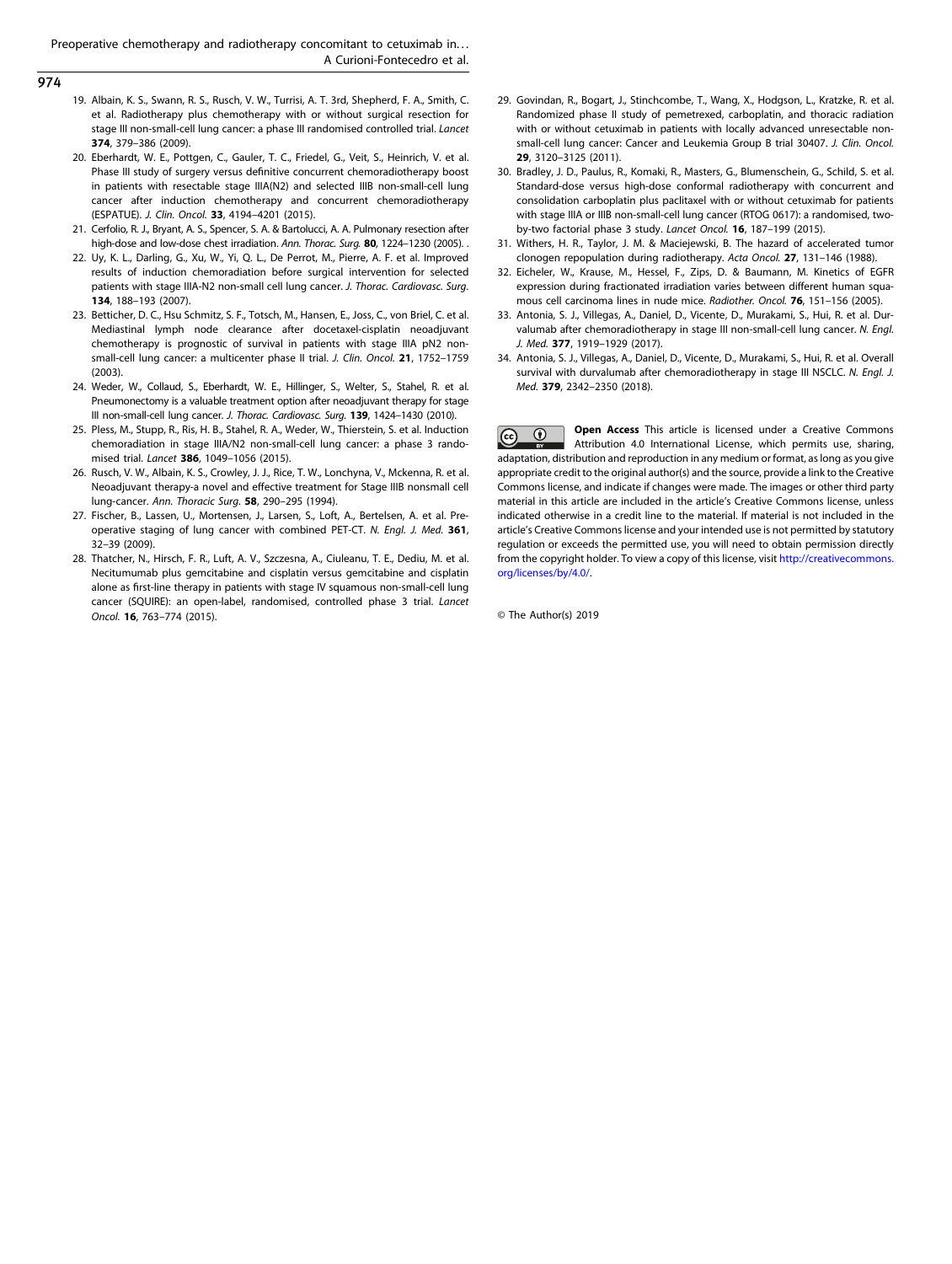19. Albain, K. S., Swann, R. S., Rusch, V. W., Turrisi, A. T. 3rd, Shepherd, F. A., Smith, C. et al. Radiotherapy plus chemotherapy with or without surgical resection for stage III non-small-cell lung cancer: a phase III randomised controlled trial. *Lancet* **374**, 379–386 (2009).
20. Eberhardt, W. E., Pottgen, C., Gauler, T. C., Friedel, G., Veit, S., Heinrich, V. et al. Phase III study of surgery versus definitive concurrent chemoradiotherapy boost in patients with resectable stage IIIA(N2) and selected IIIB non-small-cell lung cancer after induction chemotherapy and concurrent chemoradiotherapy (ESPATUE). *J. Clin. Oncol.* **33**, 4194–4201 (2015).
21. Cerfolio, R. J., Bryant, A. S., Spencer, S. A. & Bartolucci, A. A. Pulmonary resection after high-dose and low-dose chest irradiation. *Ann. Thorac. Surg.* **80**, 1224–1230 (2005). .
22. Uy, K. L., Darling, G., Xu, W., Yi, Q. L., De Perrot, M., Pierre, A. F. et al. Improved results of induction chemoradiation before surgical intervention for selected patients with stage IIIA-N2 non-small cell lung cancer. *J. Thorac. Cardiovasc. Surg.* **134**, 188–193 (2007).
23. Betticher, D. C., Hsu Schmitz, S. F., Totsch, M., Hansen, E., Joss, C., von Briel, C. et al. Mediastinal lymph node clearance after docetaxel-cisplatin neoadjuvant chemotherapy is prognostic of survival in patients with stage IIIA pN2 non-small-cell lung cancer: a multicenter phase II trial. *J. Clin. Oncol.* **21**, 1752–1759 (2003).
24. Weder, W., Collaud, S., Eberhardt, W. E., Hillinger, S., Welter, S., Stahel, R. et al. Pneumonectomy is a valuable treatment option after neoadjuvant therapy for stage III non-small-cell lung cancer. *J. Thorac. Cardiovasc. Surg.* **139**, 1424–1430 (2010).
25. Pless, M., Stupp, R., Ris, H. B., Stahel, R. A., Weder, W., Thierstein, S. et al. Induction chemoradiation in stage IIIA/N2 non-small-cell lung cancer: a phase 3 randomised trial. *Lancet* **386**, 1049–1056 (2015).
26. Rusch, V. W., Albain, K. S., Crowley, J. J., Rice, T. W., Lonchyna, V., Mckenna, R. et al. Neoadjuvant therapy-a novel and effective treatment for Stage IIIB nonsmall cell lung-cancer. *Ann. Thoracic Surg.* **58**, 290–295 (1994).
27. Fischer, B., Lassen, U., Mortensen, J., Larsen, S., Loft, A., Bertelsen, A. et al. Preoperative staging of lung cancer with combined PET-CT. *N. Engl. J. Med.* **361**, 32–39 (2009).
28. Thatcher, N., Hirsch, F. R., Luft, A. V., Szczesna, A., Ciuleanu, T. E., Dediu, M. et al. Necitumumab plus gemcitabine and cisplatin versus gemcitabine and cisplatin alone as first-line therapy in patients with stage IV squamous non-small-cell lung cancer (SQUIRE): an open-label, randomised, controlled phase 3 trial. *Lancet Oncol.* **16**, 763–774 (2015).
29. Govindan, R., Bogart, J., Stinchcombe, T., Wang, X., Hodgson, L., Kratzke, R. et al. Randomized phase II study of pemetrexed, carboplatin, and thoracic radiation with or without cetuximab in patients with locally advanced unresectable non-small-cell lung cancer: Cancer and Leukemia Group B trial 30407. *J. Clin. Oncol.* **29**, 3120–3125 (2011).
30. Bradley, J. D., Paulus, R., Komaki, R., Masters, G., Blumenschein, G., Schild, S. et al. Standard-dose versus high-dose conformal radiotherapy with concurrent and consolidation carboplatin plus paclitaxel with or without cetuximab for patients with stage IIIA or IIIB non-small-cell lung cancer (RTOG 0617): a randomised, two-by-two factorial phase 3 study. *Lancet Oncol.* **16**, 187–199 (2015).
31. Withers, H. R., Taylor, J. M. & Maciejewski, B. The hazard of accelerated tumor clonogen repopulation during radiotherapy. *Acta Oncol.* **27**, 131–146 (1988).
32. Eicheler, W., Krause, M., Hessel, F., Zips, D. & Baumann, M. Kinetics of EGFR expression during fractionated irradiation varies between different human squamous cell carcinoma lines in nude mice. *Radiother. Oncol.* **76**, 151–156 (2005).
33. Antonia, S. J., Villegas, A., Daniel, D., Vicente, D., Murakami, S., Hui, R. et al. Durvalumab after chemoradiotherapy in stage III non-small-cell lung cancer. *N. Engl. J. Med.* **377**, 1919–1929 (2017).
34. Antonia, S. J., Villegas, A., Daniel, D., Vicente, D., Murakami, S., Hui, R. et al. Overall survival with durvalumab after chemoradiotherapy in stage III NSCLC. *N. Engl. J. Med.* **379**, 2342–2350 (2018).

**Open Access** This article is licensed under a Creative Commons Attribution 4.0 International License, which permits use, sharing, adaptation, distribution and reproduction in any medium or format, as long as you give appropriate credit to the original author(s) and the source, provide a link to the Creative Commons license, and indicate if changes were made. The images or other third party material in this article are included in the article's Creative Commons license, unless indicated otherwise in a credit line to the material. If material is not included in the article's Creative Commons license and your intended use is not permitted by statutory regulation or exceeds the permitted use, you will need to obtain permission directly from the copyright holder. To view a copy of this license, visit http://creativecommons.org/licenses/by/4.0/.

© The Author(s) 2019